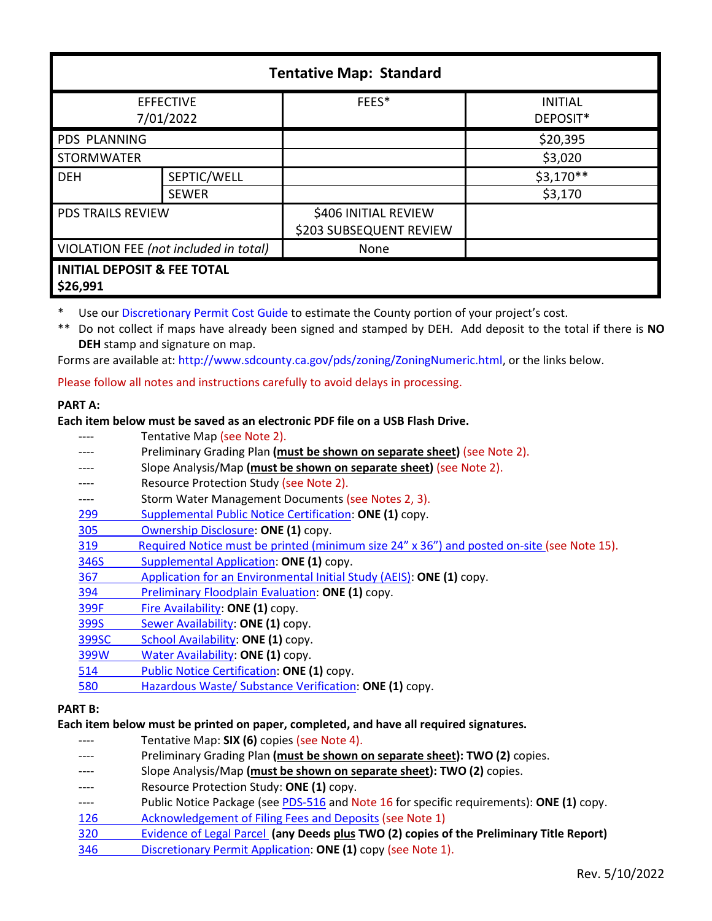| Tentative Map: Standard | | | |
|---|---|---|---|
| EFFECTIVE 7/01/2022 | | FEES* | INITIAL DEPOSIT* |
| PDS PLANNING | | | $20,395 |
| STORMWATER | | | $3,020 |
| DEH | SEPTIC/WELL | | $3,170** |
| | SEWER | | $3,170 |
| PDS TRAILS REVIEW | | $406 INITIAL REVIEW $203 SUBSEQUENT REVIEW | |
| VIOLATION FEE *(not included in total)* | | None | |
| **INITIAL DEPOSIT & FEE TOTAL $26,991** | | | |

\* Use our Discretionary Permit Cost Guide to estimate the County portion of your project's cost.

\*\* Do not collect if maps have already been signed and stamped by DEH. Add deposit to the total if there is **NO DEH** stamp and signature on map.

Forms are available at: http://www.sdcounty.ca.gov/pds/zoning/ZoningNumeric.html, or the links below.

Please follow all notes and instructions carefully to avoid delays in processing.

**PART A:**

**Each item below must be saved as an electronic PDF file on a USB Flash Drive.**

- ---- Tentative Map (see Note 2).
- ---- Preliminary Grading Plan **(must be shown on separate sheet)** (see Note 2).
- ---- Slope Analysis/Map **(must be shown on separate sheet)** (see Note 2).
- ---- Resource Protection Study (see Note 2).
- ---- Storm Water Management Documents (see Notes 2, 3).
- 299 Supplemental Public Notice Certification: **ONE (1)** copy.
- 305 Ownership Disclosure: **ONE (1)** copy.
- 319 Required Notice must be printed (minimum size 24" x 36") and posted on-site (see Note 15).
- 346S Supplemental Application: **ONE (1)** copy.
- 367 Application for an Environmental Initial Study (AEIS): **ONE (1)** copy.
- 394 Preliminary Floodplain Evaluation: **ONE (1)** copy.
- 399F Fire Availability: **ONE (1)** copy.
- 399S Sewer Availability: **ONE (1)** copy.
- 399SC School Availability: **ONE (1)** copy.
- 399W Water Availability: **ONE (1)** copy.
- 514 Public Notice Certification: **ONE (1)** copy.
- 580 Hazardous Waste/ Substance Verification: **ONE (1)** copy.

**PART B:**

**Each item below must be printed on paper, completed, and have all required signatures.**

- ---- Tentative Map: **SIX (6)** copies (see Note 4).
- ---- Preliminary Grading Plan **(must be shown on separate sheet): TWO (2)** copies.
- ---- Slope Analysis/Map **(must be shown on separate sheet): TWO (2)** copies.
- ---- Resource Protection Study: **ONE (1)** copy.
- ---- Public Notice Package (see PDS-516 and Note 16 for specific requirements): **ONE (1)** copy.
- 126 Acknowledgement of Filing Fees and Deposits (see Note 1)
- 320 Evidence of Legal Parcel **(any Deeds plus TWO (2) copies of the Preliminary Title Report)**
- 346 Discretionary Permit Application: **ONE (1)** copy (see Note 1).

Rev. 5/10/2022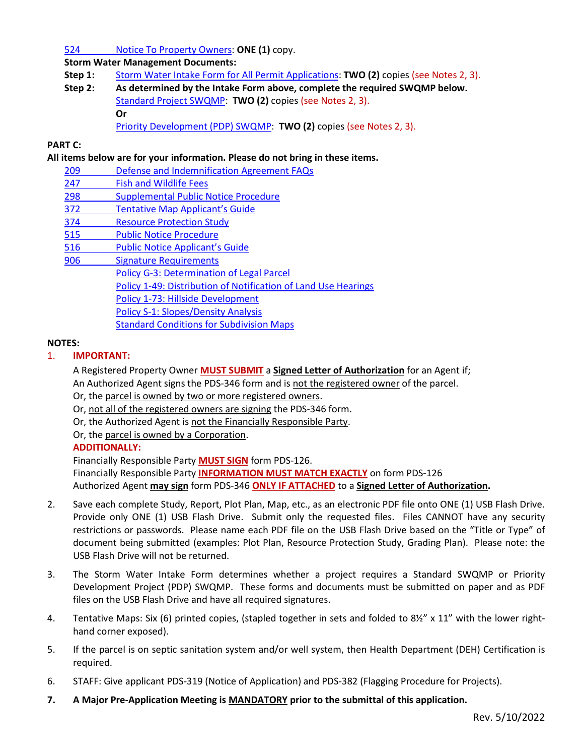524 Notice To Property Owners: **ONE (1)** copy.

**Storm Water Management Documents:**

**Step 1:** Storm Water Intake Form for All Permit Applications: **TWO (2)** copies (see Notes 2, 3).

**Step 2:** **As determined by the Intake Form above, complete the required SWQMP below.**
Standard Project SWQMP: **TWO (2)** copies (see Notes 2, 3).
**Or**
Priority Development (PDP) SWQMP: **TWO (2)** copies (see Notes 2, 3).

**PART C:**

**All items below are for your information. Please do not bring in these items.**

209 Defense and Indemnification Agreement FAQs
247 Fish and Wildlife Fees
298 Supplemental Public Notice Procedure
372 Tentative Map Applicant's Guide
374 Resource Protection Study
515 Public Notice Procedure
516 Public Notice Applicant's Guide
906 Signature Requirements
Policy G-3: Determination of Legal Parcel
Policy 1-49: Distribution of Notification of Land Use Hearings
Policy 1-73: Hillside Development
Policy S-1: Slopes/Density Analysis
Standard Conditions for Subdivision Maps

**NOTES:**

1. **IMPORTANT:**

   A Registered Property Owner **MUST SUBMIT** a **Signed Letter of Authorization** for an Agent if;
   An Authorized Agent signs the PDS-346 form and is not the registered owner of the parcel.
   Or, the parcel is owned by two or more registered owners.
   Or, not all of the registered owners are signing the PDS-346 form.
   Or, the Authorized Agent is not the Financially Responsible Party.
   Or, the parcel is owned by a Corporation.

   **ADDITIONALLY:**

   Financially Responsible Party **MUST SIGN** form PDS-126.
   Financially Responsible Party **INFORMATION MUST MATCH EXACTLY** on form PDS-126
   Authorized Agent **may sign** form PDS-346 **ONLY IF ATTACHED** to a **Signed Letter of Authorization.**

2. Save each complete Study, Report, Plot Plan, Map, etc., as an electronic PDF file onto ONE (1) USB Flash Drive. Provide only ONE (1) USB Flash Drive. Submit only the requested files. Files CANNOT have any security restrictions or passwords. Please name each PDF file on the USB Flash Drive based on the "Title or Type" of document being submitted (examples: Plot Plan, Resource Protection Study, Grading Plan). Please note: the USB Flash Drive will not be returned.

3. The Storm Water Intake Form determines whether a project requires a Standard SWQMP or Priority Development Project (PDP) SWQMP. These forms and documents must be submitted on paper and as PDF files on the USB Flash Drive and have all required signatures.

4. Tentative Maps: Six (6) printed copies, (stapled together in sets and folded to 8½" x 11" with the lower right-hand corner exposed).

5. If the parcel is on septic sanitation system and/or well system, then Health Department (DEH) Certification is required.

6. STAFF: Give applicant PDS-319 (Notice of Application) and PDS-382 (Flagging Procedure for Projects).

7. **A Major Pre-Application Meeting is MANDATORY prior to the submittal of this application.**

Rev. 5/10/2022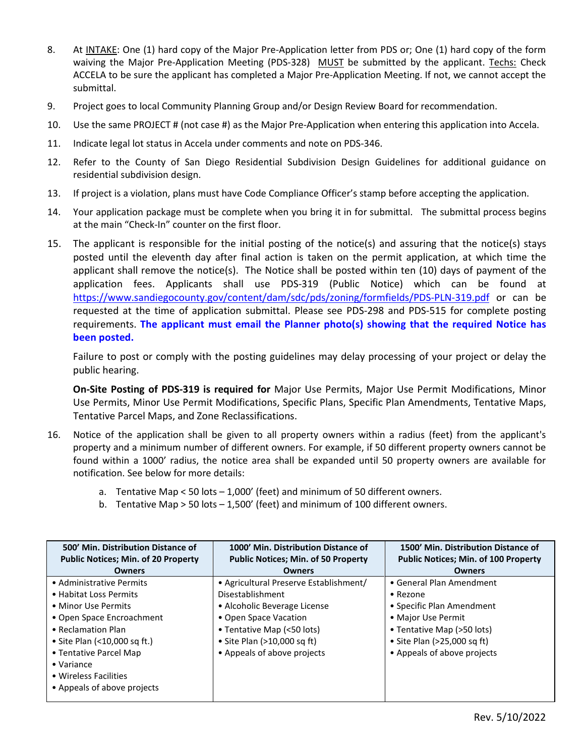8. At <u>INTAKE</u>: One (1) hard copy of the Major Pre-Application letter from PDS or; One (1) hard copy of the form waiving the Major Pre-Application Meeting (PDS-328) <u>MUST</u> be submitted by the applicant. <u>Techs:</u> Check ACCELA to be sure the applicant has completed a Major Pre-Application Meeting. If not, we cannot accept the submittal.
9. Project goes to local Community Planning Group and/or Design Review Board for recommendation.
10. Use the same PROJECT # (not case #) as the Major Pre-Application when entering this application into Accela.
11. Indicate legal lot status in Accela under comments and note on PDS-346.
12. Refer to the County of San Diego Residential Subdivision Design Guidelines for additional guidance on residential subdivision design.
13. If project is a violation, plans must have Code Compliance Officer's stamp before accepting the application.
14. Your application package must be complete when you bring it in for submittal. The submittal process begins at the main "Check-In" counter on the first floor.
15. The applicant is responsible for the initial posting of the notice(s) and assuring that the notice(s) stays posted until the eleventh day after final action is taken on the permit application, at which time the applicant shall remove the notice(s). The Notice shall be posted within ten (10) days of payment of the application fees. Applicants shall use PDS-319 (Public Notice) which can be found at https://www.sandiegocounty.gov/content/dam/sdc/pds/zoning/formfields/PDS-PLN-319.pdf or can be requested at the time of application submittal. Please see PDS-298 and PDS-515 for complete posting requirements. **The applicant must email the Planner photo(s) showing that the required Notice has been posted.**

    Failure to post or comply with the posting guidelines may delay processing of your project or delay the public hearing.

    **On-Site Posting of PDS-319 is required for** Major Use Permits, Major Use Permit Modifications, Minor Use Permits, Minor Use Permit Modifications, Specific Plans, Specific Plan Amendments, Tentative Maps, Tentative Parcel Maps, and Zone Reclassifications.

16. Notice of the application shall be given to all property owners within a radius (feet) from the applicant's property and a minimum number of different owners. For example, if 50 different property owners cannot be found within a 1000' radius, the notice area shall be expanded until 50 property owners are available for notification. See below for more details:
    a. Tentative Map < 50 lots – 1,000' (feet) and minimum of 50 different owners.
    b. Tentative Map > 50 lots – 1,500' (feet) and minimum of 100 different owners.

| 500' Min. Distribution Distance of Public Notices; Min. of 20 Property Owners | 1000' Min. Distribution Distance of Public Notices; Min. of 50 Property Owners | 1500' Min. Distribution Distance of Public Notices; Min. of 100 Property Owners |
|---|---|---|
| • Administrative Permits<br>• Habitat Loss Permits<br>• Minor Use Permits<br>• Open Space Encroachment<br>• Reclamation Plan<br>• Site Plan (<10,000 sq ft.)<br>• Tentative Parcel Map<br>• Variance<br>• Wireless Facilities<br>• Appeals of above projects | • Agricultural Preserve Establishment/ Disestablishment<br>• Alcoholic Beverage License<br>• Open Space Vacation<br>• Tentative Map (<50 lots)<br>• Site Plan (>10,000 sq ft)<br>• Appeals of above projects | • General Plan Amendment<br>• Rezone<br>• Specific Plan Amendment<br>• Major Use Permit<br>• Tentative Map (>50 lots)<br>• Site Plan (>25,000 sq ft)<br>• Appeals of above projects |

Rev. 5/10/2022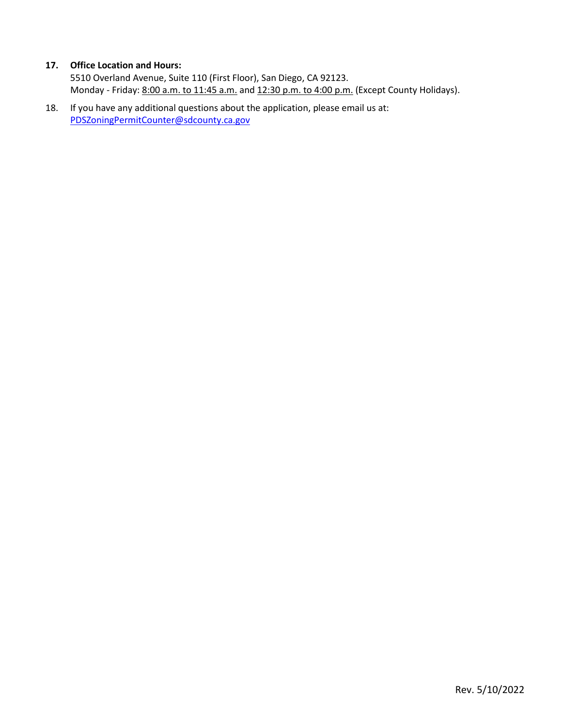17. **Office Location and Hours:**
    5510 Overland Avenue, Suite 110 (First Floor), San Diego, CA 92123.
    Monday - Friday: 8:00 a.m. to 11:45 a.m. and 12:30 p.m. to 4:00 p.m. (Except County Holidays).

18. If you have any additional questions about the application, please email us at:
    [PDSZoningPermitCounter@sdcounty.ca.gov](mailto:PDSZoningPermitCounter@sdcounty.ca.gov)

Rev. 5/10/2022